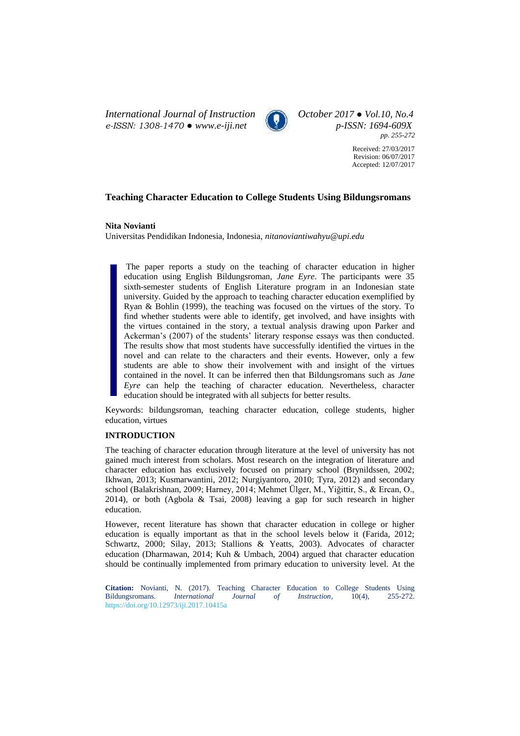# Teaching Character Education to College Students Using Bildungsromans

**Nita Novianti**

Universitas Pendidikan Indonesia, Indonesia, *nitanoviantiwahyu@upi.edu*

The paper reports a study on the teaching of character education in higher education using English Bildungsroman, *Jane Eyre*. The participants were 35 sixth-semester students of English Literature program in an Indonesian state university. Guided by the approach to teaching character education exemplified by Ryan & Bohlin (1999), the teaching was focused on the virtues of the story. To find whether students were able to identify, get involved, and have insights with the virtues contained in the story, a textual analysis drawing upon Parker and Ackerman's (2007) of the students' literary response essays was then conducted. The results show that most students have successfully identified the virtues in the novel and can relate to the characters and their events. However, only a few students are able to show their involvement with and insight of the virtues contained in the novel. It can be inferred then that Bildungsromans such as *Jane Eyre* can help the teaching of character education. Nevertheless, character education should be integrated with all subjects for better results.

Keywords: bildungsroman, teaching character education, college students, higher education, virtues

## INTRODUCTION

The teaching of character education through literature at the level of university has not gained much interest from scholars. Most research on the integration of literature and character education has exclusively focused on primary school (Brynildssen, 2002; Ikhwan, 2013; Kusmarwantini, 2012; Nurgiyantoro, 2010; Tyra, 2012) and secondary school (Balakrishnan, 2009; Harney, 2014; Mehmet Ülger, M., Yiğittir, S., & Ercan, O., 2014), or both (Agbola & Tsai, 2008) leaving a gap for such research in higher education.

However, recent literature has shown that character education in college or higher education is equally important as that in the school levels below it (Farida, 2012; Schwartz, 2000; Silay, 2013; Stallions & Yeatts, 2003). Advocates of character education (Dharmawan, 2014; Kuh & Umbach, 2004) argued that character education should be continually implemented from primary education to university level. At the

**Citation:** Novianti, N. (2017). Teaching Character Education to College Students Using Bildungsromans. *International Journal of Instruction*, 10(4), 255-272. https://doi.org/10.12973/iji.2017.10415a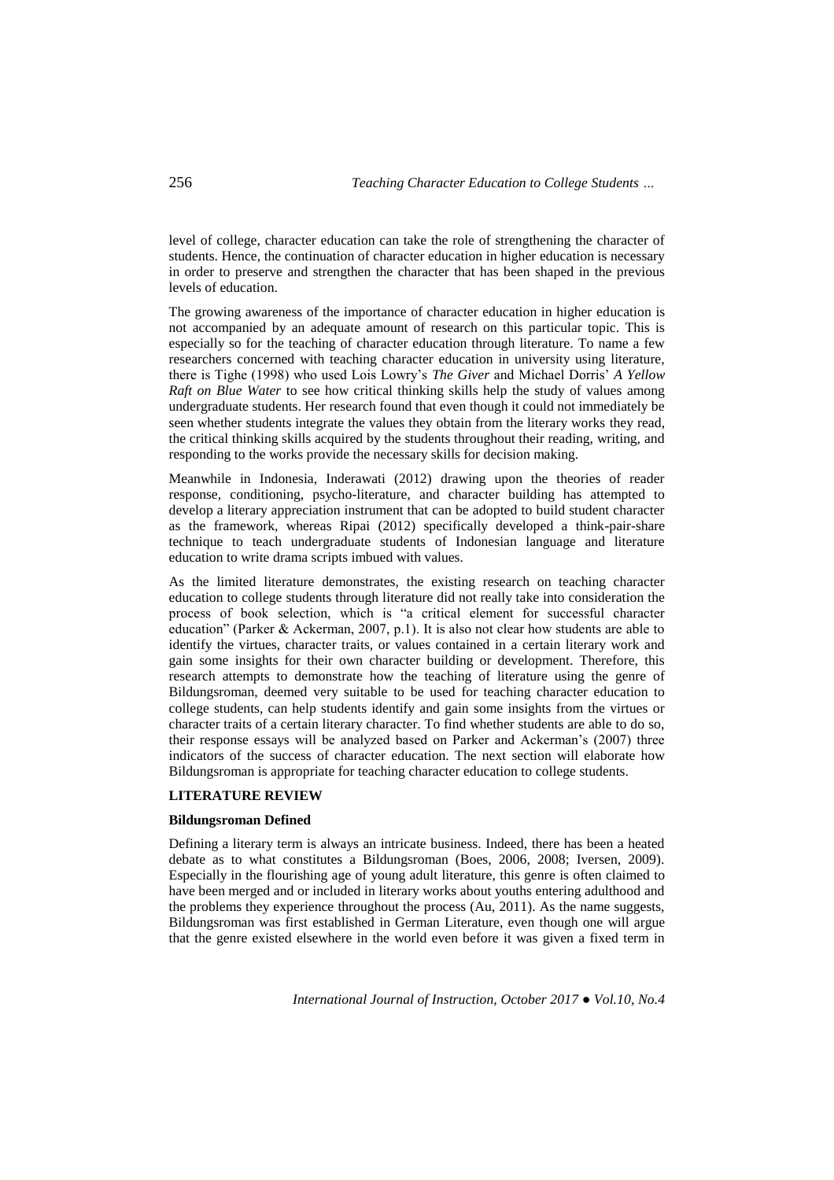level of college, character education can take the role of strengthening the character of students. Hence, the continuation of character education in higher education is necessary in order to preserve and strengthen the character that has been shaped in the previous levels of education.

The growing awareness of the importance of character education in higher education is not accompanied by an adequate amount of research on this particular topic. This is especially so for the teaching of character education through literature. To name a few researchers concerned with teaching character education in university using literature, there is Tighe (1998) who used Lois Lowry's *The Giver* and Michael Dorris' *A Yellow Raft on Blue Water* to see how critical thinking skills help the study of values among undergraduate students. Her research found that even though it could not immediately be seen whether students integrate the values they obtain from the literary works they read, the critical thinking skills acquired by the students throughout their reading, writing, and responding to the works provide the necessary skills for decision making.

Meanwhile in Indonesia, Inderawati (2012) drawing upon the theories of reader response, conditioning, psycho-literature, and character building has attempted to develop a literary appreciation instrument that can be adopted to build student character as the framework, whereas Ripai (2012) specifically developed a think-pair-share technique to teach undergraduate students of Indonesian language and literature education to write drama scripts imbued with values.

As the limited literature demonstrates, the existing research on teaching character education to college students through literature did not really take into consideration the process of book selection, which is "a critical element for successful character education" (Parker & Ackerman, 2007, p.1). It is also not clear how students are able to identify the virtues, character traits, or values contained in a certain literary work and gain some insights for their own character building or development. Therefore, this research attempts to demonstrate how the teaching of literature using the genre of Bildungsroman, deemed very suitable to be used for teaching character education to college students, can help students identify and gain some insights from the virtues or character traits of a certain literary character. To find whether students are able to do so, their response essays will be analyzed based on Parker and Ackerman's (2007) three indicators of the success of character education. The next section will elaborate how Bildungsroman is appropriate for teaching character education to college students.

## LITERATURE REVIEW

### Bildungsroman Defined

Defining a literary term is always an intricate business. Indeed, there has been a heated debate as to what constitutes a Bildungsroman (Boes, 2006, 2008; Iversen, 2009). Especially in the flourishing age of young adult literature, this genre is often claimed to have been merged and or included in literary works about youths entering adulthood and the problems they experience throughout the process (Au, 2011). As the name suggests, Bildungsroman was first established in German Literature, even though one will argue that the genre existed elsewhere in the world even before it was given a fixed term in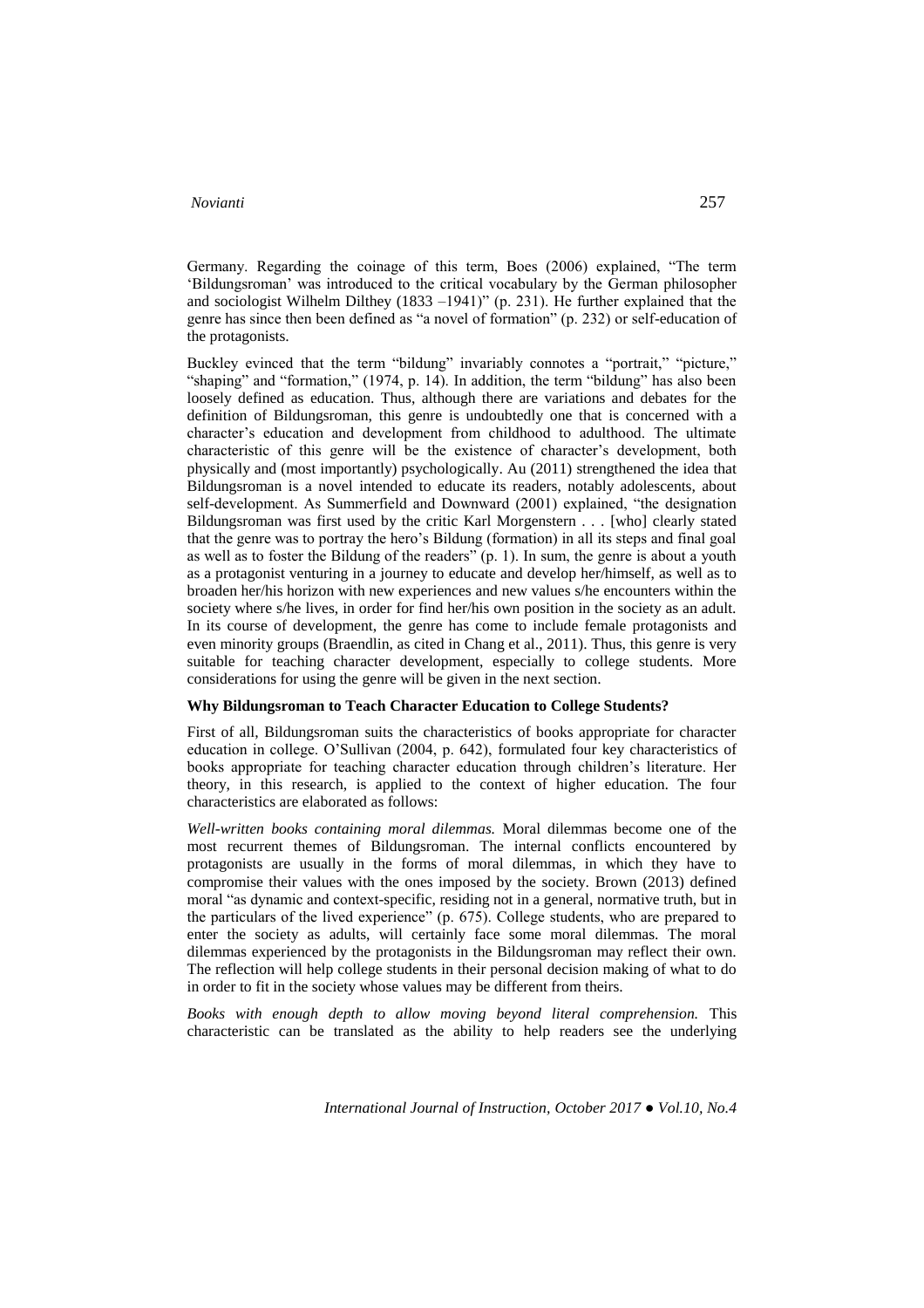Germany. Regarding the coinage of this term, Boes (2006) explained, "The term 'Bildungsroman' was introduced to the critical vocabulary by the German philosopher and sociologist Wilhelm Dilthey (1833 –1941)" (p. 231). He further explained that the genre has since then been defined as "a novel of formation" (p. 232) or self-education of the protagonists.

Buckley evinced that the term "bildung" invariably connotes a "portrait," "picture," "shaping" and "formation," (1974, p. 14). In addition, the term "bildung" has also been loosely defined as education. Thus, although there are variations and debates for the definition of Bildungsroman, this genre is undoubtedly one that is concerned with a character's education and development from childhood to adulthood. The ultimate characteristic of this genre will be the existence of character's development, both physically and (most importantly) psychologically. Au (2011) strengthened the idea that Bildungsroman is a novel intended to educate its readers, notably adolescents, about self-development. As Summerfield and Downward (2001) explained, "the designation Bildungsroman was first used by the critic Karl Morgenstern . . . [who] clearly stated that the genre was to portray the hero's Bildung (formation) in all its steps and final goal as well as to foster the Bildung of the readers" (p. 1). In sum, the genre is about a youth as a protagonist venturing in a journey to educate and develop her/himself, as well as to broaden her/his horizon with new experiences and new values s/he encounters within the society where s/he lives, in order for find her/his own position in the society as an adult. In its course of development, the genre has come to include female protagonists and even minority groups (Braendlin, as cited in Chang et al., 2011). Thus, this genre is very suitable for teaching character development, especially to college students. More considerations for using the genre will be given in the next section.

**Why Bildungsroman to Teach Character Education to College Students?**

First of all, Bildungsroman suits the characteristics of books appropriate for character education in college. O'Sullivan (2004, p. 642), formulated four key characteristics of books appropriate for teaching character education through children's literature. Her theory, in this research, is applied to the context of higher education. The four characteristics are elaborated as follows:

*Well-written books containing moral dilemmas.* Moral dilemmas become one of the most recurrent themes of Bildungsroman. The internal conflicts encountered by protagonists are usually in the forms of moral dilemmas, in which they have to compromise their values with the ones imposed by the society. Brown (2013) defined moral "as dynamic and context-specific, residing not in a general, normative truth, but in the particulars of the lived experience" (p. 675). College students, who are prepared to enter the society as adults, will certainly face some moral dilemmas. The moral dilemmas experienced by the protagonists in the Bildungsroman may reflect their own. The reflection will help college students in their personal decision making of what to do in order to fit in the society whose values may be different from theirs.

*Books with enough depth to allow moving beyond literal comprehension.* This characteristic can be translated as the ability to help readers see the underlying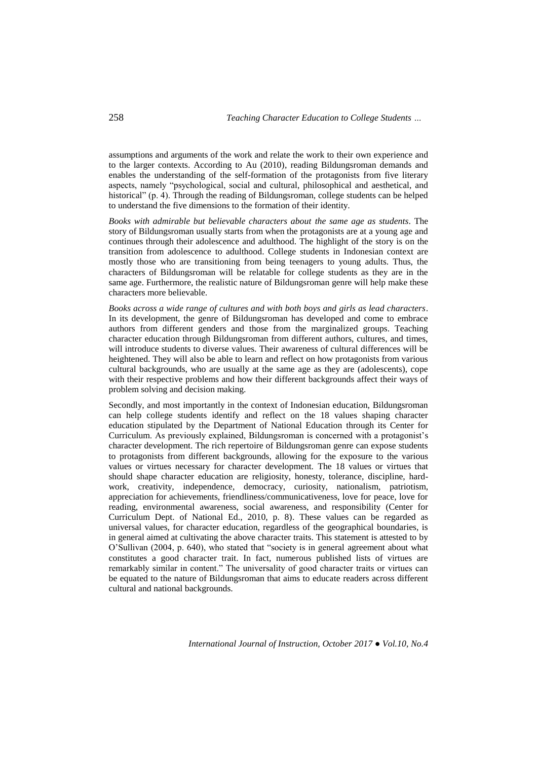assumptions and arguments of the work and relate the work to their own experience and to the larger contexts. According to Au (2010), reading Bildungsroman demands and enables the understanding of the self-formation of the protagonists from five literary aspects, namely "psychological, social and cultural, philosophical and aesthetical, and historical" (p. 4). Through the reading of Bildungsroman, college students can be helped to understand the five dimensions to the formation of their identity.

*Books with admirable but believable characters about the same age as students*. The story of Bildungsroman usually starts from when the protagonists are at a young age and continues through their adolescence and adulthood. The highlight of the story is on the transition from adolescence to adulthood. College students in Indonesian context are mostly those who are transitioning from being teenagers to young adults. Thus, the characters of Bildungsroman will be relatable for college students as they are in the same age. Furthermore, the realistic nature of Bildungsroman genre will help make these characters more believable.

*Books across a wide range of cultures and with both boys and girls as lead characters*. In its development, the genre of Bildungsroman has developed and come to embrace authors from different genders and those from the marginalized groups. Teaching character education through Bildungsroman from different authors, cultures, and times, will introduce students to diverse values. Their awareness of cultural differences will be heightened. They will also be able to learn and reflect on how protagonists from various cultural backgrounds, who are usually at the same age as they are (adolescents), cope with their respective problems and how their different backgrounds affect their ways of problem solving and decision making.

Secondly, and most importantly in the context of Indonesian education, Bildungsroman can help college students identify and reflect on the 18 values shaping character education stipulated by the Department of National Education through its Center for Curriculum. As previously explained, Bildungsroman is concerned with a protagonist's character development. The rich repertoire of Bildungsroman genre can expose students to protagonists from different backgrounds, allowing for the exposure to the various values or virtues necessary for character development. The 18 values or virtues that should shape character education are religiosity, honesty, tolerance, discipline, hard-work, creativity, independence, democracy, curiosity, nationalism, patriotism, appreciation for achievements, friendliness/communicativeness, love for peace, love for reading, environmental awareness, social awareness, and responsibility (Center for Curriculum Dept. of National Ed., 2010, p. 8). These values can be regarded as universal values, for character education, regardless of the geographical boundaries, is in general aimed at cultivating the above character traits. This statement is attested to by O'Sullivan (2004, p. 640), who stated that "society is in general agreement about what constitutes a good character trait. In fact, numerous published lists of virtues are remarkably similar in content." The universality of good character traits or virtues can be equated to the nature of Bildungsroman that aims to educate readers across different cultural and national backgrounds.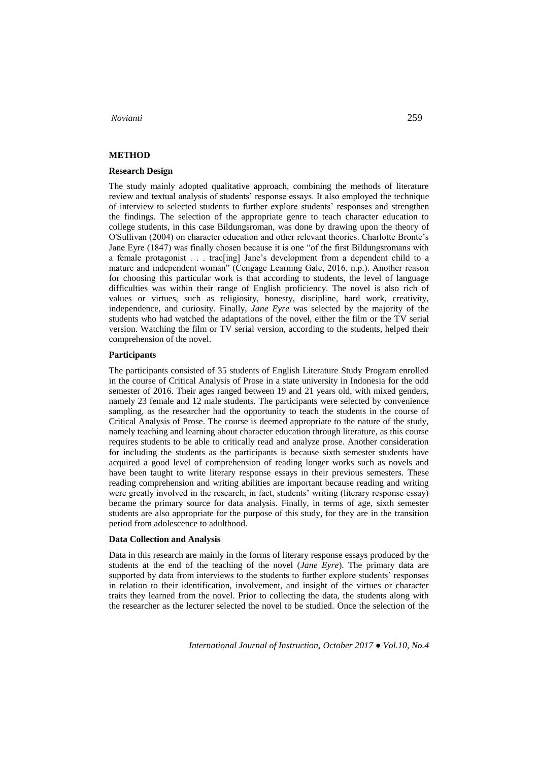## METHOD

### Research Design

The study mainly adopted qualitative approach, combining the methods of literature review and textual analysis of students' response essays. It also employed the technique of interview to selected students to further explore students' responses and strengthen the findings. The selection of the appropriate genre to teach character education to college students, in this case Bildungsroman, was done by drawing upon the theory of O'Sullivan (2004) on character education and other relevant theories. Charlotte Bronte's Jane Eyre (1847) was finally chosen because it is one "of the first Bildungsromans with a female protagonist . . . trac[ing] Jane's development from a dependent child to a mature and independent woman" (Cengage Learning Gale, 2016, n.p.). Another reason for choosing this particular work is that according to students, the level of language difficulties was within their range of English proficiency. The novel is also rich of values or virtues, such as religiosity, honesty, discipline, hard work, creativity, independence, and curiosity. Finally, *Jane Eyre* was selected by the majority of the students who had watched the adaptations of the novel, either the film or the TV serial version. Watching the film or TV serial version, according to the students, helped their comprehension of the novel.

### Participants

The participants consisted of 35 students of English Literature Study Program enrolled in the course of Critical Analysis of Prose in a state university in Indonesia for the odd semester of 2016. Their ages ranged between 19 and 21 years old, with mixed genders, namely 23 female and 12 male students. The participants were selected by convenience sampling, as the researcher had the opportunity to teach the students in the course of Critical Analysis of Prose. The course is deemed appropriate to the nature of the study, namely teaching and learning about character education through literature, as this course requires students to be able to critically read and analyze prose. Another consideration for including the students as the participants is because sixth semester students have acquired a good level of comprehension of reading longer works such as novels and have been taught to write literary response essays in their previous semesters. These reading comprehension and writing abilities are important because reading and writing were greatly involved in the research; in fact, students' writing (literary response essay) became the primary source for data analysis. Finally, in terms of age, sixth semester students are also appropriate for the purpose of this study, for they are in the transition period from adolescence to adulthood.

### Data Collection and Analysis

Data in this research are mainly in the forms of literary response essays produced by the students at the end of the teaching of the novel (*Jane Eyre*). The primary data are supported by data from interviews to the students to further explore students' responses in relation to their identification, involvement, and insight of the virtues or character traits they learned from the novel. Prior to collecting the data, the students along with the researcher as the lecturer selected the novel to be studied. Once the selection of the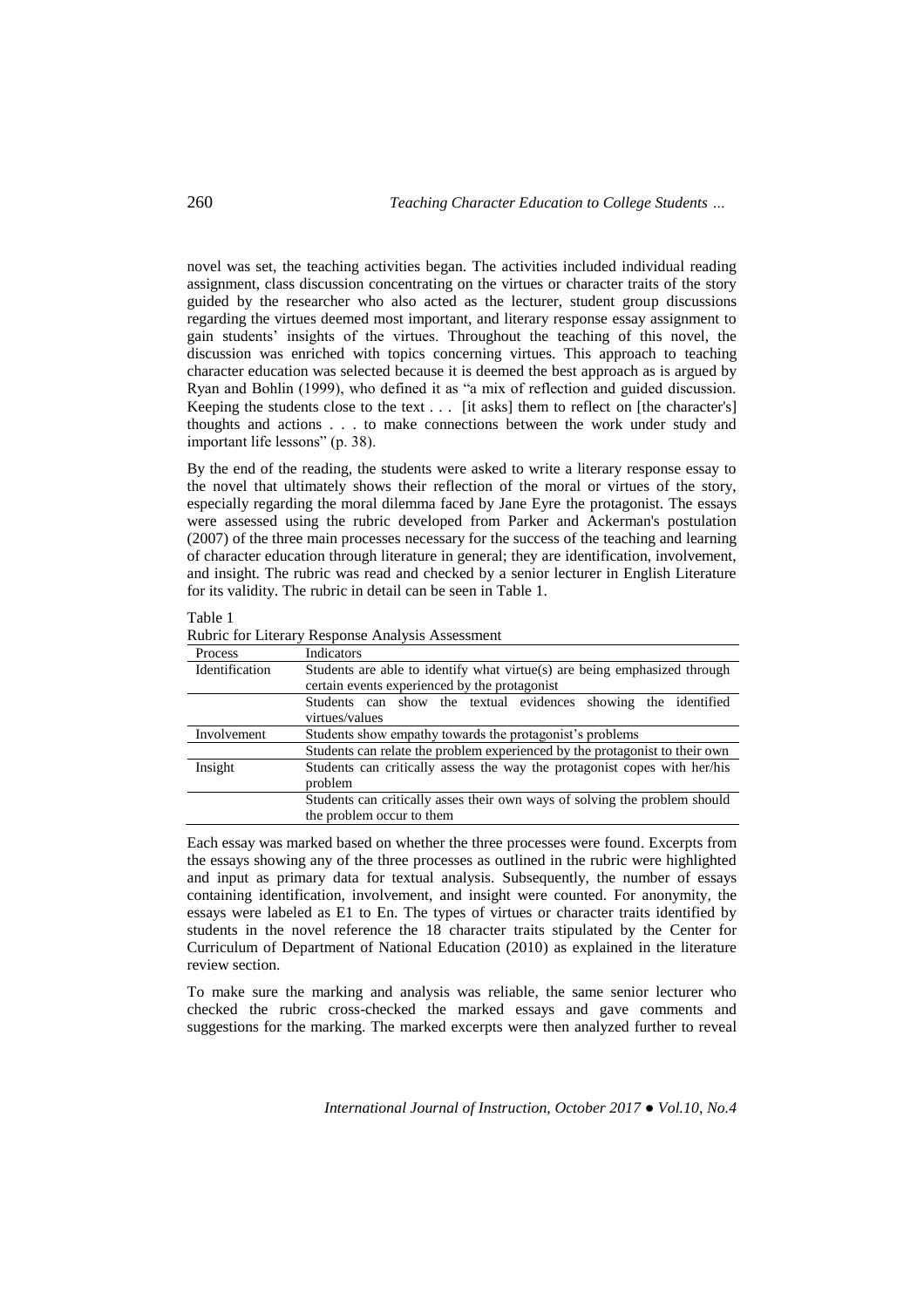novel was set, the teaching activities began. The activities included individual reading assignment, class discussion concentrating on the virtues or character traits of the story guided by the researcher who also acted as the lecturer, student group discussions regarding the virtues deemed most important, and literary response essay assignment to gain students' insights of the virtues. Throughout the teaching of this novel, the discussion was enriched with topics concerning virtues. This approach to teaching character education was selected because it is deemed the best approach as is argued by Ryan and Bohlin (1999), who defined it as "a mix of reflection and guided discussion. Keeping the students close to the text . . . [it asks] them to reflect on [the character's] thoughts and actions . . . to make connections between the work under study and important life lessons" (p. 38).

By the end of the reading, the students were asked to write a literary response essay to the novel that ultimately shows their reflection of the moral or virtues of the story, especially regarding the moral dilemma faced by Jane Eyre the protagonist. The essays were assessed using the rubric developed from Parker and Ackerman's postulation (2007) of the three main processes necessary for the success of the teaching and learning of character education through literature in general; they are identification, involvement, and insight. The rubric was read and checked by a senior lecturer in English Literature for its validity. The rubric in detail can be seen in Table 1.

Table 1
Rubric for Literary Response Analysis Assessment

| Process | Indicators |
|---|---|
| Identification | Students are able to identify what virtue(s) are being emphasized through certain events experienced by the protagonist |
| | Students can show the textual evidences showing the identified virtues/values |
| Involvement | Students show empathy towards the protagonist's problems |
| | Students can relate the problem experienced by the protagonist to their own |
| Insight | Students can critically assess the way the protagonist copes with her/his problem |
| | Students can critically asses their own ways of solving the problem should the problem occur to them |

Each essay was marked based on whether the three processes were found. Excerpts from the essays showing any of the three processes as outlined in the rubric were highlighted and input as primary data for textual analysis. Subsequently, the number of essays containing identification, involvement, and insight were counted. For anonymity, the essays were labeled as E1 to En. The types of virtues or character traits identified by students in the novel reference the 18 character traits stipulated by the Center for Curriculum of Department of National Education (2010) as explained in the literature review section.

To make sure the marking and analysis was reliable, the same senior lecturer who checked the rubric cross-checked the marked essays and gave comments and suggestions for the marking. The marked excerpts were then analyzed further to reveal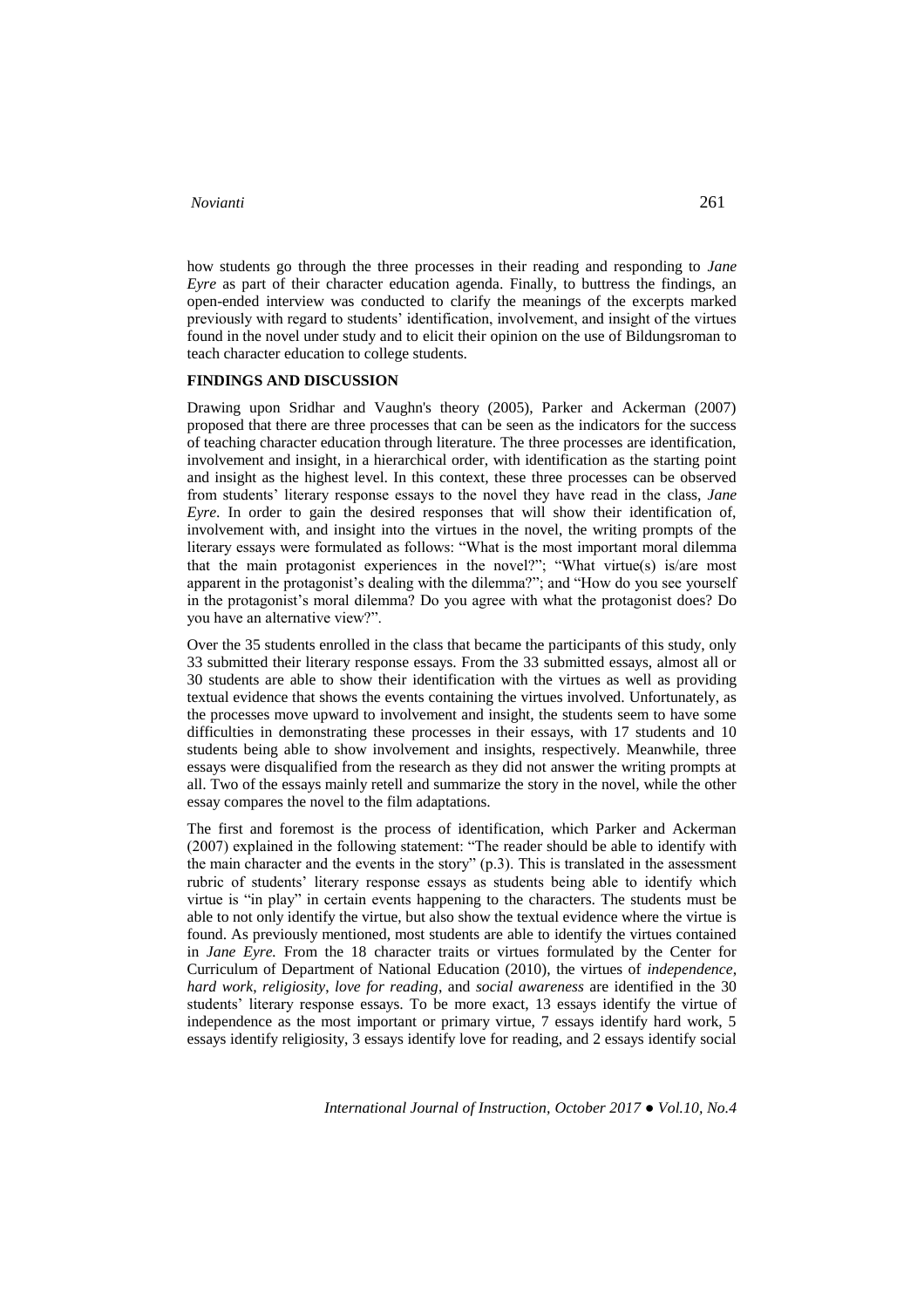how students go through the three processes in their reading and responding to *Jane Eyre* as part of their character education agenda. Finally, to buttress the findings, an open-ended interview was conducted to clarify the meanings of the excerpts marked previously with regard to students' identification, involvement, and insight of the virtues found in the novel under study and to elicit their opinion on the use of Bildungsroman to teach character education to college students.

## FINDINGS AND DISCUSSION

Drawing upon Sridhar and Vaughn's theory (2005), Parker and Ackerman (2007) proposed that there are three processes that can be seen as the indicators for the success of teaching character education through literature. The three processes are identification, involvement and insight, in a hierarchical order, with identification as the starting point and insight as the highest level. In this context, these three processes can be observed from students' literary response essays to the novel they have read in the class, *Jane Eyre*. In order to gain the desired responses that will show their identification of, involvement with, and insight into the virtues in the novel, the writing prompts of the literary essays were formulated as follows: "What is the most important moral dilemma that the main protagonist experiences in the novel?"; "What virtue(s) is/are most apparent in the protagonist's dealing with the dilemma?"; and "How do you see yourself in the protagonist's moral dilemma? Do you agree with what the protagonist does? Do you have an alternative view?".

Over the 35 students enrolled in the class that became the participants of this study, only 33 submitted their literary response essays. From the 33 submitted essays, almost all or 30 students are able to show their identification with the virtues as well as providing textual evidence that shows the events containing the virtues involved. Unfortunately, as the processes move upward to involvement and insight, the students seem to have some difficulties in demonstrating these processes in their essays, with 17 students and 10 students being able to show involvement and insights, respectively. Meanwhile, three essays were disqualified from the research as they did not answer the writing prompts at all. Two of the essays mainly retell and summarize the story in the novel, while the other essay compares the novel to the film adaptations.

The first and foremost is the process of identification, which Parker and Ackerman (2007) explained in the following statement: "The reader should be able to identify with the main character and the events in the story" (p.3). This is translated in the assessment rubric of students' literary response essays as students being able to identify which virtue is "in play" in certain events happening to the characters. The students must be able to not only identify the virtue, but also show the textual evidence where the virtue is found. As previously mentioned, most students are able to identify the virtues contained in *Jane Eyre.* From the 18 character traits or virtues formulated by the Center for Curriculum of Department of National Education (2010), the virtues of *independence*, *hard work*, *religiosity*, *love for reading*, and *social awareness* are identified in the 30 students' literary response essays. To be more exact, 13 essays identify the virtue of independence as the most important or primary virtue, 7 essays identify hard work, 5 essays identify religiosity, 3 essays identify love for reading, and 2 essays identify social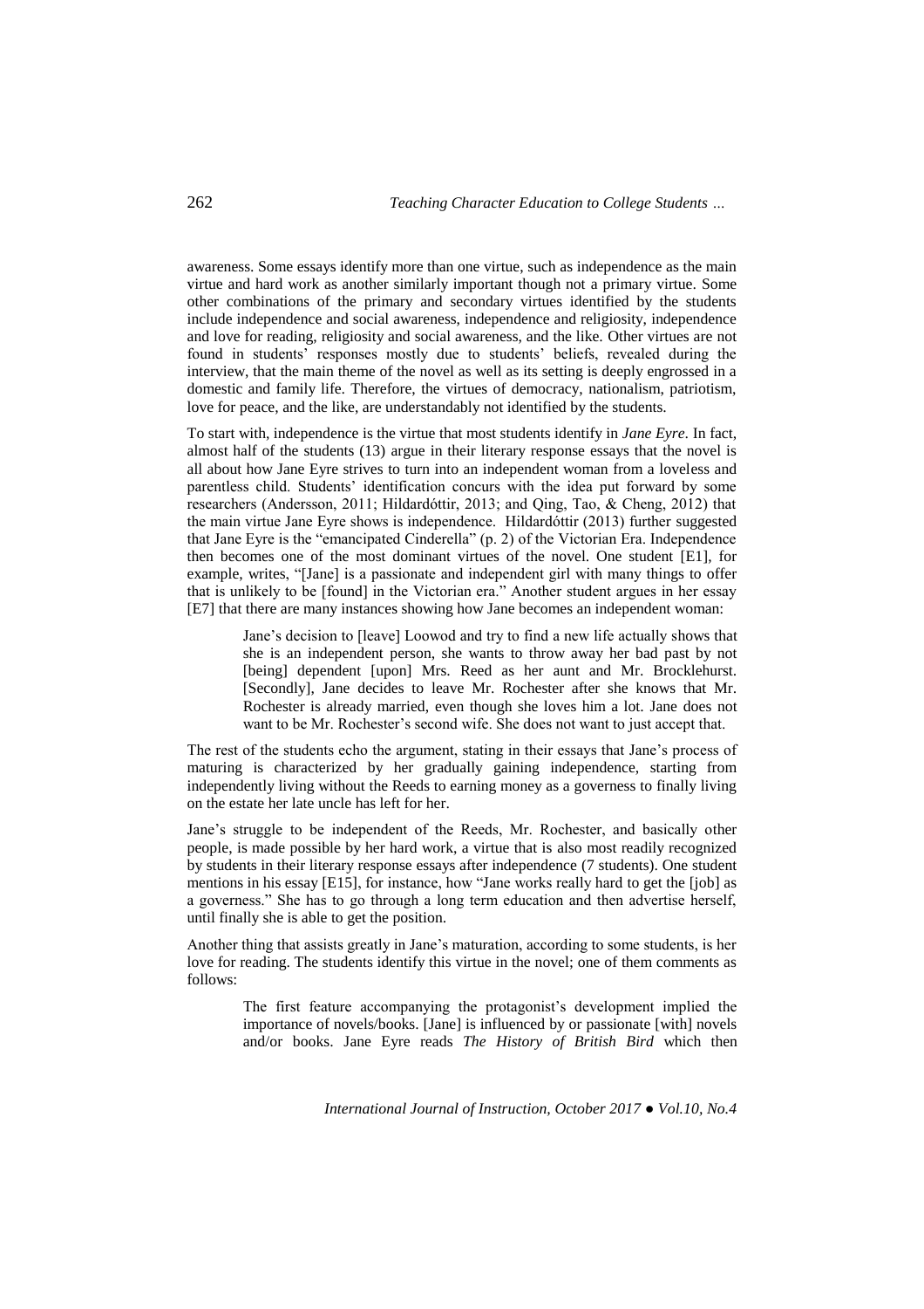awareness. Some essays identify more than one virtue, such as independence as the main virtue and hard work as another similarly important though not a primary virtue. Some other combinations of the primary and secondary virtues identified by the students include independence and social awareness, independence and religiosity, independence and love for reading, religiosity and social awareness, and the like. Other virtues are not found in students' responses mostly due to students' beliefs, revealed during the interview, that the main theme of the novel as well as its setting is deeply engrossed in a domestic and family life. Therefore, the virtues of democracy, nationalism, patriotism, love for peace, and the like, are understandably not identified by the students.

To start with, independence is the virtue that most students identify in *Jane Eyre*. In fact, almost half of the students (13) argue in their literary response essays that the novel is all about how Jane Eyre strives to turn into an independent woman from a loveless and parentless child. Students' identification concurs with the idea put forward by some researchers (Andersson, 2011; Hildardóttir, 2013; and Qing, Tao, & Cheng, 2012) that the main virtue Jane Eyre shows is independence. Hildardóttir (2013) further suggested that Jane Eyre is the "emancipated Cinderella" (p. 2) of the Victorian Era. Independence then becomes one of the most dominant virtues of the novel. One student [E1], for example, writes, "[Jane] is a passionate and independent girl with many things to offer that is unlikely to be [found] in the Victorian era." Another student argues in her essay [E7] that there are many instances showing how Jane becomes an independent woman:

> Jane's decision to [leave] Loowod and try to find a new life actually shows that she is an independent person, she wants to throw away her bad past by not [being] dependent [upon] Mrs. Reed as her aunt and Mr. Brocklehurst. [Secondly], Jane decides to leave Mr. Rochester after she knows that Mr. Rochester is already married, even though she loves him a lot. Jane does not want to be Mr. Rochester's second wife. She does not want to just accept that.

The rest of the students echo the argument, stating in their essays that Jane's process of maturing is characterized by her gradually gaining independence, starting from independently living without the Reeds to earning money as a governess to finally living on the estate her late uncle has left for her.

Jane's struggle to be independent of the Reeds, Mr. Rochester, and basically other people, is made possible by her hard work, a virtue that is also most readily recognized by students in their literary response essays after independence (7 students). One student mentions in his essay [E15], for instance, how "Jane works really hard to get the [job] as a governess." She has to go through a long term education and then advertise herself, until finally she is able to get the position.

Another thing that assists greatly in Jane's maturation, according to some students, is her love for reading. The students identify this virtue in the novel; one of them comments as follows:

> The first feature accompanying the protagonist's development implied the importance of novels/books. [Jane] is influenced by or passionate [with] novels and/or books. Jane Eyre reads *The History of British Bird* which then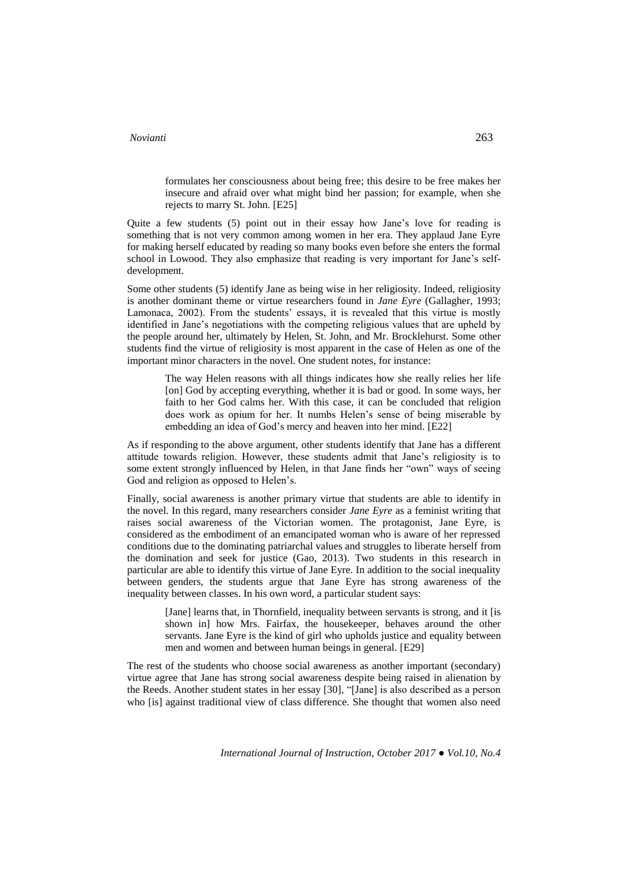> formulates her consciousness about being free; this desire to be free makes her insecure and afraid over what might bind her passion; for example, when she rejects to marry St. John. [E25]

Quite a few students (5) point out in their essay how Jane's love for reading is something that is not very common among women in her era. They applaud Jane Eyre for making herself educated by reading so many books even before she enters the formal school in Lowood. They also emphasize that reading is very important for Jane's self-development.

Some other students (5) identify Jane as being wise in her religiosity. Indeed, religiosity is another dominant theme or virtue researchers found in *Jane Eyre* (Gallagher, 1993; Lamonaca, 2002). From the students' essays, it is revealed that this virtue is mostly identified in Jane's negotiations with the competing religious values that are upheld by the people around her, ultimately by Helen, St. John, and Mr. Brocklehurst. Some other students find the virtue of religiosity is most apparent in the case of Helen as one of the important minor characters in the novel. One student notes, for instance:

> The way Helen reasons with all things indicates how she really relies her life [on] God by accepting everything, whether it is bad or good. In some ways, her faith to her God calms her. With this case, it can be concluded that religion does work as opium for her. It numbs Helen's sense of being miserable by embedding an idea of God's mercy and heaven into her mind. [E22]

As if responding to the above argument, other students identify that Jane has a different attitude towards religion. However, these students admit that Jane's religiosity is to some extent strongly influenced by Helen, in that Jane finds her "own" ways of seeing God and religion as opposed to Helen's.

Finally, social awareness is another primary virtue that students are able to identify in the novel. In this regard, many researchers consider *Jane Eyre* as a feminist writing that raises social awareness of the Victorian women. The protagonist, Jane Eyre, is considered as the embodiment of an emancipated woman who is aware of her repressed conditions due to the dominating patriarchal values and struggles to liberate herself from the domination and seek for justice (Gao, 2013). Two students in this research in particular are able to identify this virtue of Jane Eyre. In addition to the social inequality between genders, the students argue that Jane Eyre has strong awareness of the inequality between classes. In his own word, a particular student says:

> [Jane] learns that, in Thornfield, inequality between servants is strong, and it [is shown in] how Mrs. Fairfax, the housekeeper, behaves around the other servants. Jane Eyre is the kind of girl who upholds justice and equality between men and women and between human beings in general. [E29]

The rest of the students who choose social awareness as another important (secondary) virtue agree that Jane has strong social awareness despite being raised in alienation by the Reeds. Another student states in her essay [30], "[Jane] is also described as a person who [is] against traditional view of class difference. She thought that women also need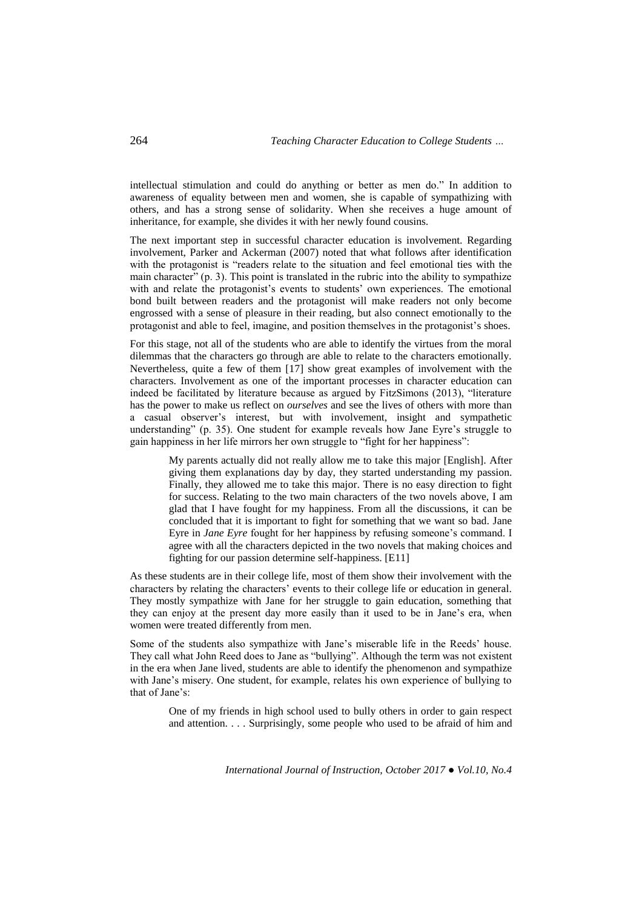intellectual stimulation and could do anything or better as men do." In addition to awareness of equality between men and women, she is capable of sympathizing with others, and has a strong sense of solidarity. When she receives a huge amount of inheritance, for example, she divides it with her newly found cousins.

The next important step in successful character education is involvement. Regarding involvement, Parker and Ackerman (2007) noted that what follows after identification with the protagonist is "readers relate to the situation and feel emotional ties with the main character" (p. 3). This point is translated in the rubric into the ability to sympathize with and relate the protagonist's events to students' own experiences. The emotional bond built between readers and the protagonist will make readers not only become engrossed with a sense of pleasure in their reading, but also connect emotionally to the protagonist and able to feel, imagine, and position themselves in the protagonist's shoes.

For this stage, not all of the students who are able to identify the virtues from the moral dilemmas that the characters go through are able to relate to the characters emotionally. Nevertheless, quite a few of them [17] show great examples of involvement with the characters. Involvement as one of the important processes in character education can indeed be facilitated by literature because as argued by FitzSimons (2013), "literature has the power to make us reflect on *ourselves* and see the lives of others with more than a casual observer's interest, but with involvement, insight and sympathetic understanding" (p. 35). One student for example reveals how Jane Eyre's struggle to gain happiness in her life mirrors her own struggle to "fight for her happiness":

> My parents actually did not really allow me to take this major [English]. After giving them explanations day by day, they started understanding my passion. Finally, they allowed me to take this major. There is no easy direction to fight for success. Relating to the two main characters of the two novels above, I am glad that I have fought for my happiness. From all the discussions, it can be concluded that it is important to fight for something that we want so bad. Jane Eyre in *Jane Eyre* fought for her happiness by refusing someone's command. I agree with all the characters depicted in the two novels that making choices and fighting for our passion determine self-happiness. [E11]

As these students are in their college life, most of them show their involvement with the characters by relating the characters' events to their college life or education in general. They mostly sympathize with Jane for her struggle to gain education, something that they can enjoy at the present day more easily than it used to be in Jane's era, when women were treated differently from men.

Some of the students also sympathize with Jane's miserable life in the Reeds' house. They call what John Reed does to Jane as "bullying". Although the term was not existent in the era when Jane lived, students are able to identify the phenomenon and sympathize with Jane's misery. One student, for example, relates his own experience of bullying to that of Jane's:

> One of my friends in high school used to bully others in order to gain respect and attention. . . . Surprisingly, some people who used to be afraid of him and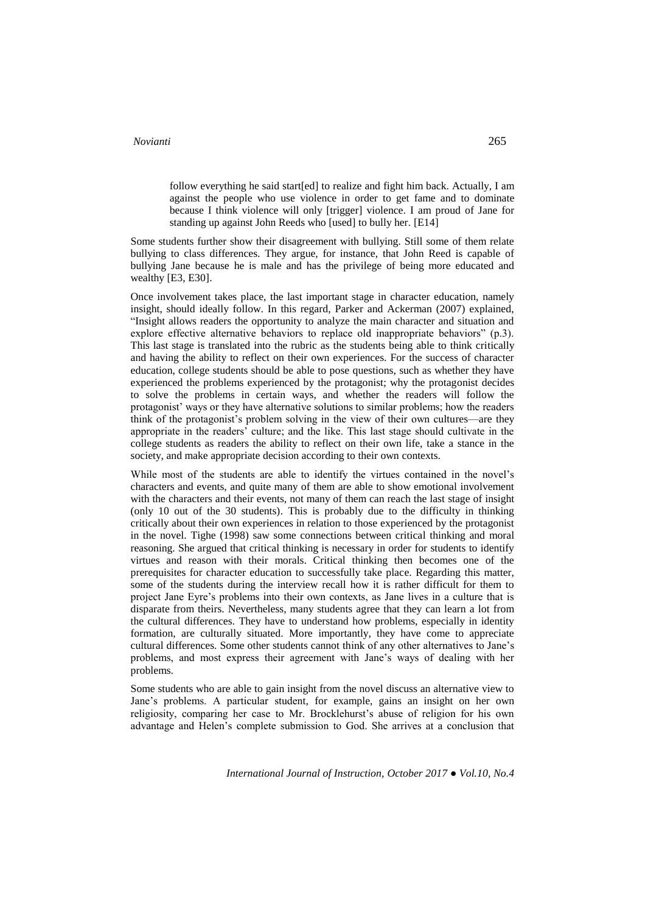> follow everything he said start[ed] to realize and fight him back. Actually, I am against the people who use violence in order to get fame and to dominate because I think violence will only [trigger] violence. I am proud of Jane for standing up against John Reeds who [used] to bully her. [E14]

Some students further show their disagreement with bullying. Still some of them relate bullying to class differences. They argue, for instance, that John Reed is capable of bullying Jane because he is male and has the privilege of being more educated and wealthy [E3, E30].

Once involvement takes place, the last important stage in character education, namely insight, should ideally follow. In this regard, Parker and Ackerman (2007) explained, "Insight allows readers the opportunity to analyze the main character and situation and explore effective alternative behaviors to replace old inappropriate behaviors" (p.3). This last stage is translated into the rubric as the students being able to think critically and having the ability to reflect on their own experiences. For the success of character education, college students should be able to pose questions, such as whether they have experienced the problems experienced by the protagonist; why the protagonist decides to solve the problems in certain ways, and whether the readers will follow the protagonist' ways or they have alternative solutions to similar problems; how the readers think of the protagonist's problem solving in the view of their own cultures—are they appropriate in the readers' culture; and the like. This last stage should cultivate in the college students as readers the ability to reflect on their own life, take a stance in the society, and make appropriate decision according to their own contexts.

While most of the students are able to identify the virtues contained in the novel's characters and events, and quite many of them are able to show emotional involvement with the characters and their events, not many of them can reach the last stage of insight (only 10 out of the 30 students). This is probably due to the difficulty in thinking critically about their own experiences in relation to those experienced by the protagonist in the novel. Tighe (1998) saw some connections between critical thinking and moral reasoning. She argued that critical thinking is necessary in order for students to identify virtues and reason with their morals. Critical thinking then becomes one of the prerequisites for character education to successfully take place. Regarding this matter, some of the students during the interview recall how it is rather difficult for them to project Jane Eyre's problems into their own contexts, as Jane lives in a culture that is disparate from theirs. Nevertheless, many students agree that they can learn a lot from the cultural differences. They have to understand how problems, especially in identity formation, are culturally situated. More importantly, they have come to appreciate cultural differences. Some other students cannot think of any other alternatives to Jane's problems, and most express their agreement with Jane's ways of dealing with her problems.

Some students who are able to gain insight from the novel discuss an alternative view to Jane's problems. A particular student, for example, gains an insight on her own religiosity, comparing her case to Mr. Brocklehurst's abuse of religion for his own advantage and Helen's complete submission to God. She arrives at a conclusion that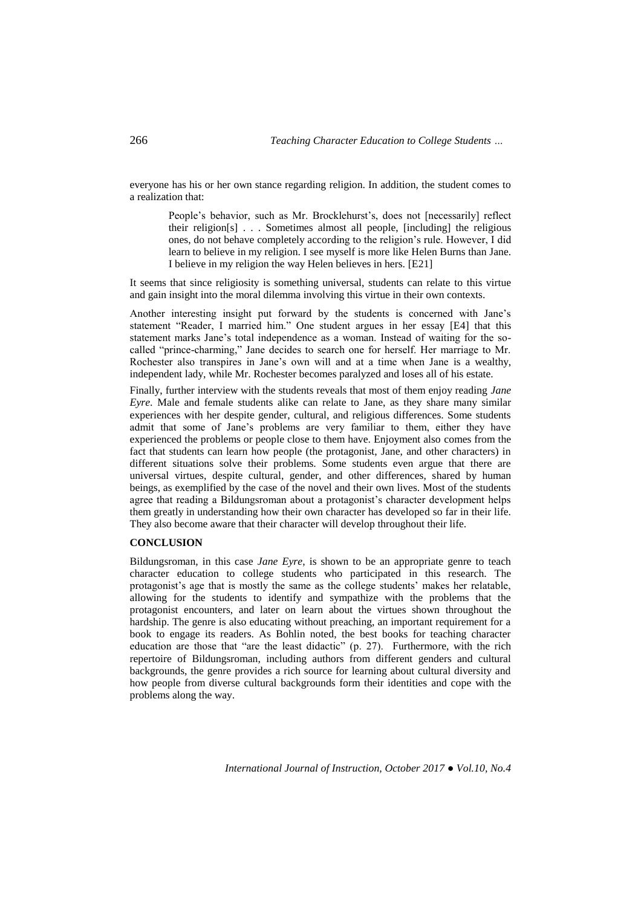everyone has his or her own stance regarding religion. In addition, the student comes to a realization that:

> People's behavior, such as Mr. Brocklehurst's, does not [necessarily] reflect their religion[s] . . . Sometimes almost all people, [including] the religious ones, do not behave completely according to the religion's rule. However, I did learn to believe in my religion. I see myself is more like Helen Burns than Jane. I believe in my religion the way Helen believes in hers. [E21]

It seems that since religiosity is something universal, students can relate to this virtue and gain insight into the moral dilemma involving this virtue in their own contexts.

Another interesting insight put forward by the students is concerned with Jane's statement "Reader, I married him." One student argues in her essay [E4] that this statement marks Jane's total independence as a woman. Instead of waiting for the so-called "prince-charming," Jane decides to search one for herself. Her marriage to Mr. Rochester also transpires in Jane's own will and at a time when Jane is a wealthy, independent lady, while Mr. Rochester becomes paralyzed and loses all of his estate.

Finally, further interview with the students reveals that most of them enjoy reading *Jane Eyre*. Male and female students alike can relate to Jane, as they share many similar experiences with her despite gender, cultural, and religious differences. Some students admit that some of Jane's problems are very familiar to them, either they have experienced the problems or people close to them have. Enjoyment also comes from the fact that students can learn how people (the protagonist, Jane, and other characters) in different situations solve their problems. Some students even argue that there are universal virtues, despite cultural, gender, and other differences, shared by human beings, as exemplified by the case of the novel and their own lives. Most of the students agree that reading a Bildungsroman about a protagonist's character development helps them greatly in understanding how their own character has developed so far in their life. They also become aware that their character will develop throughout their life.

## CONCLUSION

Bildungsroman, in this case *Jane Eyre*, is shown to be an appropriate genre to teach character education to college students who participated in this research. The protagonist's age that is mostly the same as the college students' makes her relatable, allowing for the students to identify and sympathize with the problems that the protagonist encounters, and later on learn about the virtues shown throughout the hardship. The genre is also educating without preaching, an important requirement for a book to engage its readers. As Bohlin noted, the best books for teaching character education are those that "are the least didactic" (p. 27). Furthermore, with the rich repertoire of Bildungsroman, including authors from different genders and cultural backgrounds, the genre provides a rich source for learning about cultural diversity and how people from diverse cultural backgrounds form their identities and cope with the problems along the way.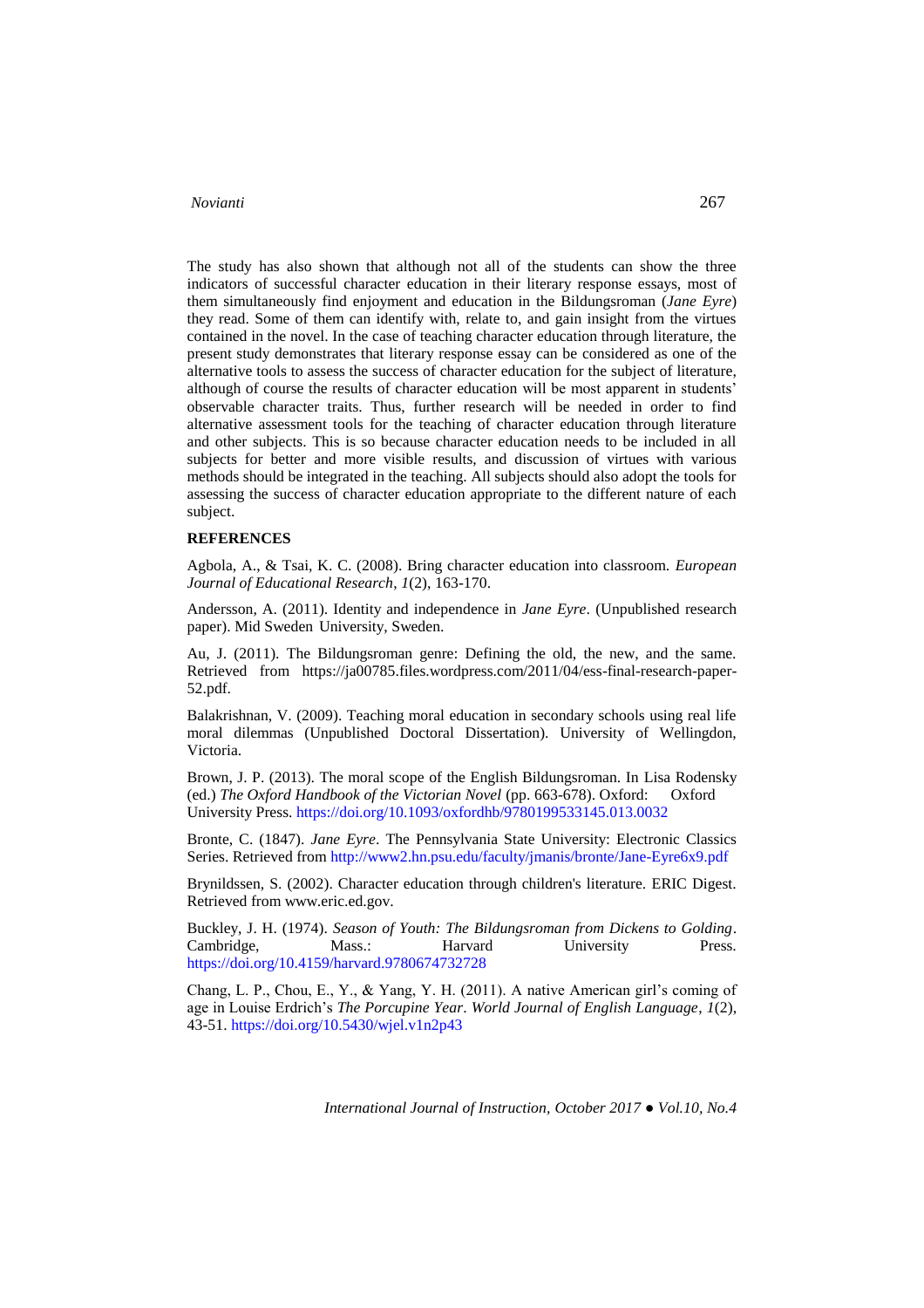The study has also shown that although not all of the students can show the three indicators of successful character education in their literary response essays, most of them simultaneously find enjoyment and education in the Bildungsroman (*Jane Eyre*) they read. Some of them can identify with, relate to, and gain insight from the virtues contained in the novel. In the case of teaching character education through literature, the present study demonstrates that literary response essay can be considered as one of the alternative tools to assess the success of character education for the subject of literature, although of course the results of character education will be most apparent in students' observable character traits. Thus, further research will be needed in order to find alternative assessment tools for the teaching of character education through literature and other subjects. This is so because character education needs to be included in all subjects for better and more visible results, and discussion of virtues with various methods should be integrated in the teaching. All subjects should also adopt the tools for assessing the success of character education appropriate to the different nature of each subject.

## REFERENCES

Agbola, A., & Tsai, K. C. (2008). Bring character education into classroom. *European Journal of Educational Research*, *1*(2), 163-170.

Andersson, A. (2011). Identity and independence in *Jane Eyre*. (Unpublished research paper). Mid Sweden University, Sweden.

Au, J. (2011). The Bildungsroman genre: Defining the old, the new, and the same. Retrieved from https://ja00785.files.wordpress.com/2011/04/ess-final-research-paper-52.pdf.

Balakrishnan, V. (2009). Teaching moral education in secondary schools using real life moral dilemmas (Unpublished Doctoral Dissertation). University of Wellingdon, Victoria.

Brown, J. P. (2013). The moral scope of the English Bildungsroman. In Lisa Rodensky (ed.) *The Oxford Handbook of the Victorian Novel* (pp. 663-678). Oxford: Oxford University Press. https://doi.org/10.1093/oxfordhb/9780199533145.013.0032

Bronte, C. (1847). *Jane Eyre*. The Pennsylvania State University: Electronic Classics Series. Retrieved from http://www2.hn.psu.edu/faculty/jmanis/bronte/Jane-Eyre6x9.pdf

Brynildssen, S. (2002). Character education through children's literature. ERIC Digest. Retrieved from www.eric.ed.gov.

Buckley, J. H. (1974). *Season of Youth: The Bildungsroman from Dickens to Golding*. Cambridge, Mass.: Harvard University Press. https://doi.org/10.4159/harvard.9780674732728

Chang, L. P., Chou, E., Y., & Yang, Y. H. (2011). A native American girl's coming of age in Louise Erdrich's *The Porcupine Year*. *World Journal of English Language*, *1*(2), 43-51. https://doi.org/10.5430/wjel.v1n2p43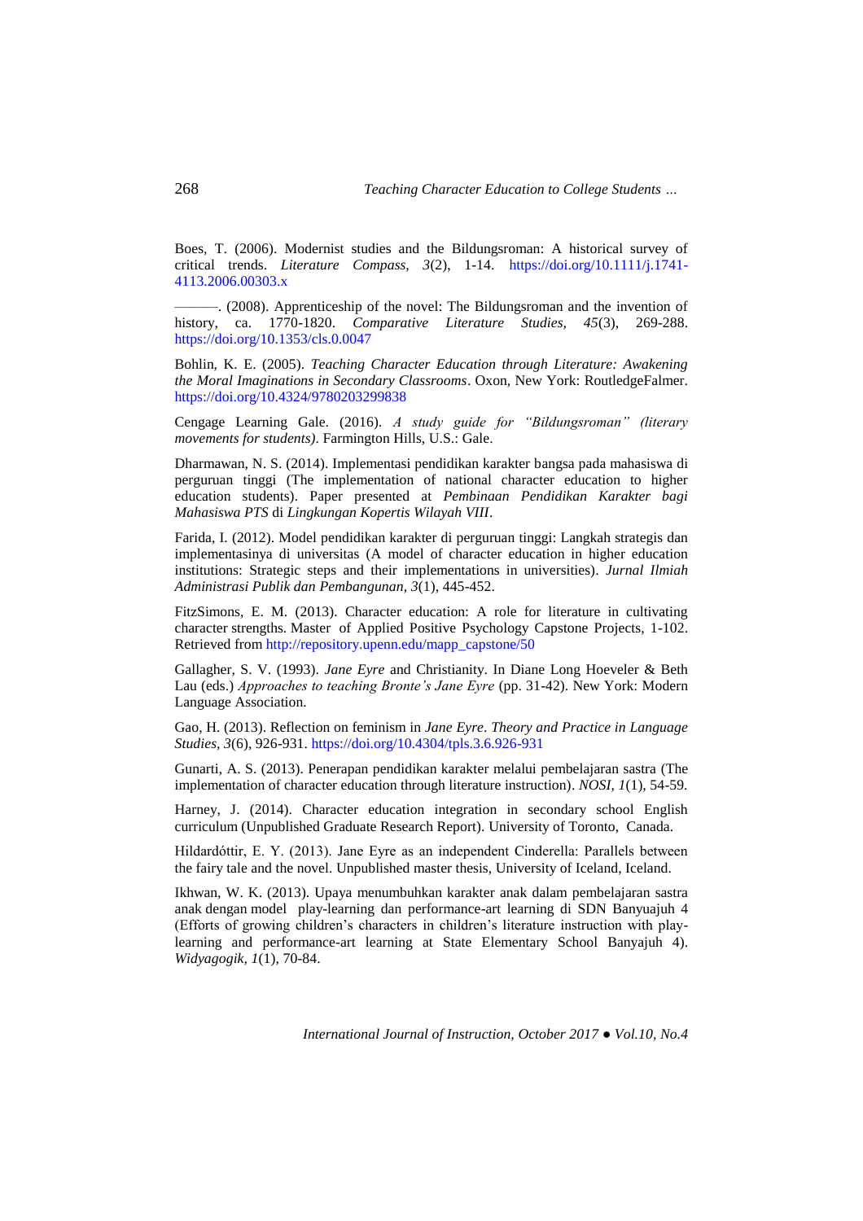Boes, T. (2006). Modernist studies and the Bildungsroman: A historical survey of critical trends. *Literature Compass, 3*(2), 1-14. https://doi.org/10.1111/j.1741-4113.2006.00303.x

———. (2008). Apprenticeship of the novel: The Bildungsroman and the invention of history, ca. 1770-1820. *Comparative Literature Studies, 45*(3), 269-288. https://doi.org/10.1353/cls.0.0047

Bohlin, K. E. (2005). *Teaching Character Education through Literature: Awakening the Moral Imaginations in Secondary Classrooms*. Oxon, New York: RoutledgeFalmer. https://doi.org/10.4324/9780203299838

Cengage Learning Gale. (2016). *A study guide for "Bildungsroman" (literary movements for students)*. Farmington Hills, U.S.: Gale.

Dharmawan, N. S. (2014). Implementasi pendidikan karakter bangsa pada mahasiswa di perguruan tinggi (The implementation of national character education to higher education students). Paper presented at *Pembinaan Pendidikan Karakter bagi Mahasiswa PTS* di *Lingkungan Kopertis Wilayah VIII*.

Farida, I. (2012). Model pendidikan karakter di perguruan tinggi: Langkah strategis dan implementasinya di universitas (A model of character education in higher education institutions: Strategic steps and their implementations in universities). *Jurnal Ilmiah Administrasi Publik dan Pembangunan, 3*(1), 445-452.

FitzSimons, E. M. (2013). Character education: A role for literature in cultivating character strengths. Master of Applied Positive Psychology Capstone Projects, 1-102. Retrieved from http://repository.upenn.edu/mapp_capstone/50

Gallagher, S. V. (1993). *Jane Eyre* and Christianity. In Diane Long Hoeveler & Beth Lau (eds.) *Approaches to teaching Bronte's Jane Eyre* (pp. 31-42). New York: Modern Language Association.

Gao, H. (2013). Reflection on feminism in *Jane Eyre*. *Theory and Practice in Language Studies, 3*(6), 926-931. https://doi.org/10.4304/tpls.3.6.926-931

Gunarti, A. S. (2013). Penerapan pendidikan karakter melalui pembelajaran sastra (The implementation of character education through literature instruction). *NOSI, 1*(1), 54-59.

Harney, J. (2014). Character education integration in secondary school English curriculum (Unpublished Graduate Research Report). University of Toronto, Canada.

Hildardóttir, E. Y. (2013). Jane Eyre as an independent Cinderella: Parallels between the fairy tale and the novel. Unpublished master thesis, University of Iceland, Iceland.

Ikhwan, W. K. (2013). Upaya menumbuhkan karakter anak dalam pembelajaran sastra anak dengan model play-learning dan performance-art learning di SDN Banyuajuh 4 (Efforts of growing children's characters in children's literature instruction with play-learning and performance-art learning at State Elementary School Banyajuh 4). *Widyagogik, 1*(1), 70-84.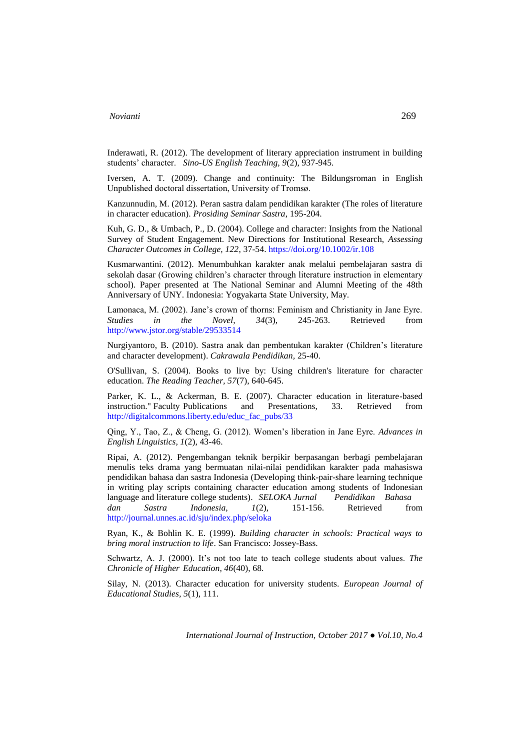Inderawati, R. (2012). The development of literary appreciation instrument in building students' character. *Sino-US English Teaching, 9*(2), 937-945.

Iversen, A. T. (2009). Change and continuity: The Bildungsroman in English Unpublished doctoral dissertation, University of Tromsø.

Kanzunnudin, M. (2012). Peran sastra dalam pendidikan karakter (The roles of literature in character education). *Prosiding Seminar Sastra*, 195-204.

Kuh, G. D., & Umbach, P., D. (2004). College and character: Insights from the National Survey of Student Engagement. New Directions for Institutional Research, *Assessing Character Outcomes in College, 122*, 37-54. https://doi.org/10.1002/ir.108

Kusmarwantini. (2012). Menumbuhkan karakter anak melalui pembelajaran sastra di sekolah dasar (Growing children's character through literature instruction in elementary school). Paper presented at The National Seminar and Alumni Meeting of the 48th Anniversary of UNY. Indonesia: Yogyakarta State University, May.

Lamonaca, M. (2002). Jane's crown of thorns: Feminism and Christianity in Jane Eyre. *Studies in the Novel, 34*(3), 245-263. Retrieved from http://www.jstor.org/stable/29533514

Nurgiyantoro, B. (2010). Sastra anak dan pembentukan karakter (Children's literature and character development). *Cakrawala Pendidikan,* 25-40.

O'Sullivan, S. (2004). Books to live by: Using children's literature for character education. *The Reading Teacher, 57*(7), 640-645.

Parker, K. L., & Ackerman, B. E. (2007). Character education in literature-based instruction." Faculty Publications and Presentations, 33. Retrieved from http://digitalcommons.liberty.edu/educ_fac_pubs/33

Qing, Y., Tao, Z., & Cheng, G. (2012). Women's liberation in Jane Eyre. *Advances in English Linguistics, 1*(2), 43-46.

Ripai, A. (2012). Pengembangan teknik berpikir berpasangan berbagi pembelajaran menulis teks drama yang bermuatan nilai-nilai pendidikan karakter pada mahasiswa pendidikan bahasa dan sastra Indonesia (Developing think-pair-share learning technique in writing play scripts containing character education among students of Indonesian language and literature college students). *SELOKA Jurnal Pendidikan Bahasa dan Sastra Indonesia, 1*(2), 151-156. Retrieved from http://journal.unnes.ac.id/sju/index.php/seloka

Ryan, K., & Bohlin K. E. (1999). *Building character in schools: Practical ways to bring moral instruction to life*. San Francisco: Jossey-Bass.

Schwartz, A. J. (2000). It's not too late to teach college students about values. *The Chronicle of Higher Education, 46*(40), 68.

Silay, N. (2013). Character education for university students. *European Journal of Educational Studies, 5*(1), 111.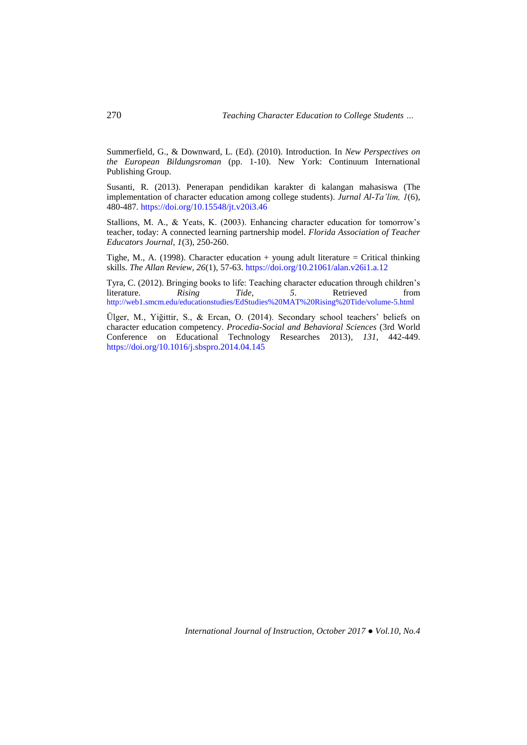Summerfield, G., & Downward, L. (Ed). (2010). Introduction. In *New Perspectives on the European Bildungsroman* (pp. 1-10). New York: Continuum International Publishing Group.

Susanti, R. (2013). Penerapan pendidikan karakter di kalangan mahasiswa (The implementation of character education among college students). *Jurnal Al-Ta'lim, 1*(6), 480-487. https://doi.org/10.15548/jt.v20i3.46

Stallions, M. A., & Yeats, K. (2003). Enhancing character education for tomorrow's teacher, today: A connected learning partnership model. *Florida Association of Teacher Educators Journal, 1*(3), 250-260.

Tighe, M., A. (1998). Character education + young adult literature = Critical thinking skills. *The Allan Review, 26*(1), 57-63. https://doi.org/10.21061/alan.v26i1.a.12

Tyra, C. (2012). Bringing books to life: Teaching character education through children's literature. *Rising Tide*, *5*. Retrieved from http://web1.smcm.edu/educationstudies/EdStudies%20MAT%20Rising%20Tide/volume-5.html

Ülger, M., Yiğittir, S., & Ercan, O. (2014). Secondary school teachers' beliefs on character education competency. *Procedia-Social and Behavioral Sciences* (3rd World Conference on Educational Technology Researches 2013), *131*, 442-449. https://doi.org/10.1016/j.sbspro.2014.04.145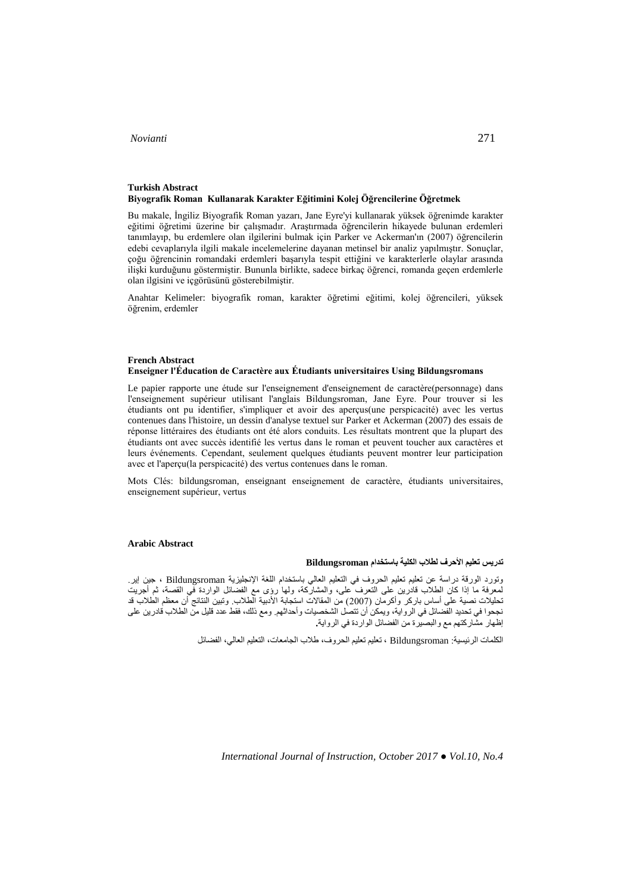**Turkish Abstract**

**Biyografik Roman Kullanarak Karakter Eğitimini Kolej Öğrencilerine Öğretmek**

Bu makale, İngiliz Biyografik Roman yazarı, Jane Eyre'yi kullanarak yüksek öğrenimde karakter eğitimi öğretimi üzerine bir çalışmadır. Araştırmada öğrencilerin hikayede bulunan erdemleri tanımlayıp, bu erdemlere olan ilgilerini bulmak için Parker ve Ackerman'ın (2007) öğrencilerin edebi cevaplarıyla ilgili makale incelemelerine dayanan metinsel bir analiz yapılmıştır. Sonuçlar, çoğu öğrencinin romandaki erdemleri başarıyla tespit ettiğini ve karakterlerle olaylar arasında ilişki kurduğunu göstermiştir. Bununla birlikte, sadece birkaç öğrenci, romanda geçen erdemlerle olan ilgisini ve içgörüsünü gösterebilmiştir.

Anahtar Kelimeler: biyografik roman, karakter öğretimi eğitimi, kolej öğrencileri, yüksek öğrenim, erdemler

**French Abstract**

**Enseigner l'Éducation de Caractère aux Étudiants universitaires Using Bildungsromans**

Le papier rapporte une étude sur l'enseignement d'enseignement de caractère(personnage) dans l'enseignement supérieur utilisant l'anglais Bildungsroman, Jane Eyre. Pour trouver si les étudiants ont pu identifier, s'impliquer et avoir des aperçus(une perspicacité) avec les vertus contenues dans l'histoire, un dessin d'analyse textuel sur Parker et Ackerman (2007) des essais de réponse littéraires des étudiants ont été alors conduits. Les résultats montrent que la plupart des étudiants ont avec succès identifié les vertus dans le roman et peuvent toucher aux caractères et leurs événements. Cependant, seulement quelques étudiants peuvent montrer leur participation avec et l'aperçu(la perspicacité) des vertus contenues dans le roman.

Mots Clés: bildungsroman, enseignant enseignement de caractère, étudiants universitaires, enseignement supérieur, vertus

**Arabic Abstract**

**تدريس تعليم الأحرف لطلاب الكلية باستخدام Bildungsroman**

وتورد الورقة دراسة عن تعليم تعليم الحروف في التعليم العالي باستخدام اللغة الإنجليزية Bildungsroman ، جين إير. لمعرفة ما إذا كان الطلاب قادرين على التعرف على، والمشاركة، ولها رؤى مع الفضائل الواردة في القصة، ثم أجريت تحليلات نصية على أساس باركر وأكرمان (2007) من المقالات استجابة الأدبية الطلاب. وتبين النتائج أن معظم الطلاب قد نجحوا في تحديد الفضائل في الرواية، ويمكن أن تتصل الشخصيات وأحداثهم. ومع ذلك، فقط عدد قليل من الطلاب قادرين على إظهار مشاركتهم مع والبصيرة من الفضائل الواردة في الرواية.

الكلمات الرئيسية: Bildungsroman ، تعليم تعليم الحروف، طلاب الجامعات، التعليم العالي، الفضائل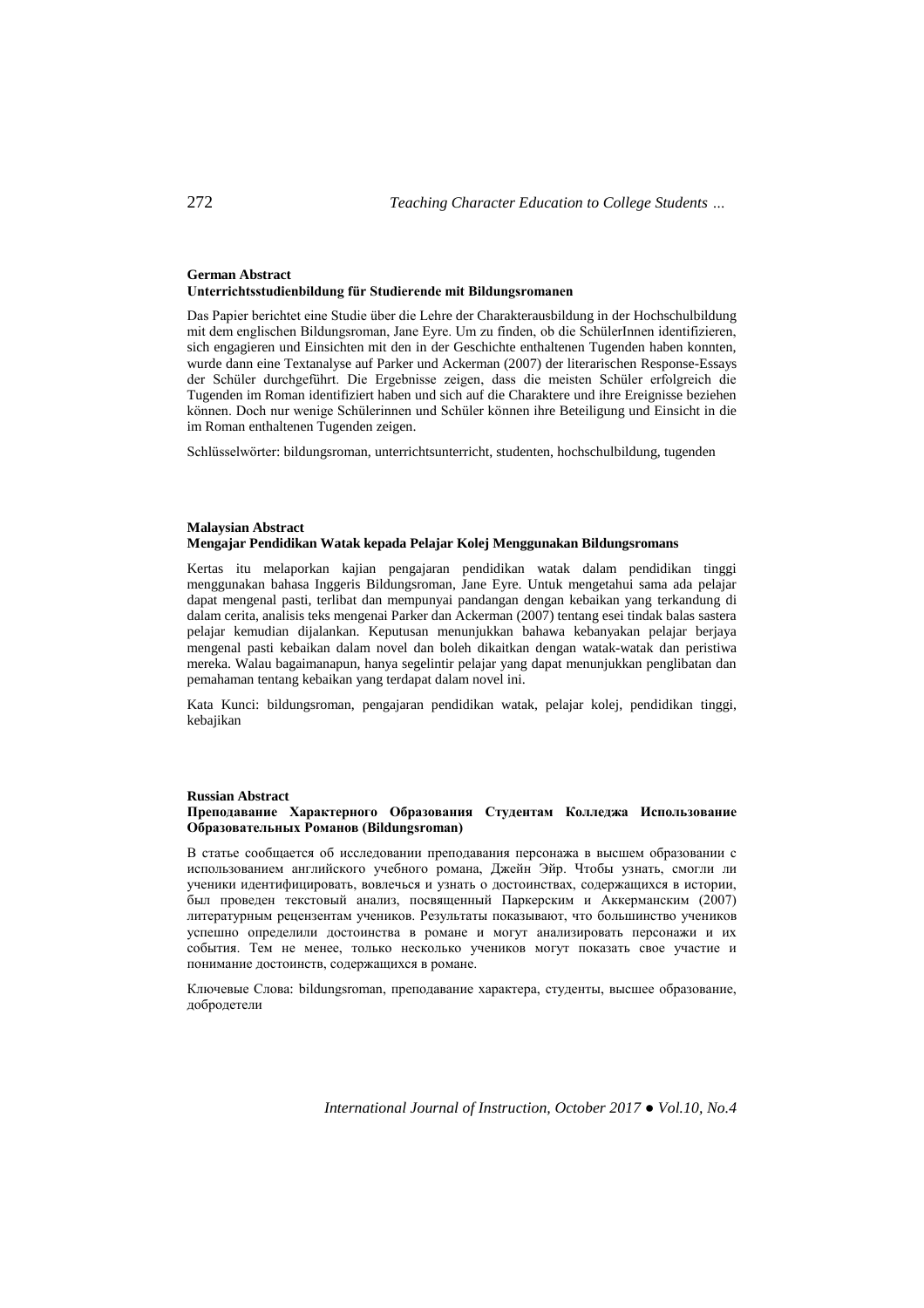**German Abstract**

**Unterrichtsstudienbildung für Studierende mit Bildungsromanen**

Das Papier berichtet eine Studie über die Lehre der Charakterausbildung in der Hochschulbildung mit dem englischen Bildungsroman, Jane Eyre. Um zu finden, ob die SchülerInnen identifizieren, sich engagieren und Einsichten mit den in der Geschichte enthaltenen Tugenden haben konnten, wurde dann eine Textanalyse auf Parker und Ackerman (2007) der literarischen Response-Essays der Schüler durchgeführt. Die Ergebnisse zeigen, dass die meisten Schüler erfolgreich die Tugenden im Roman identifiziert haben und sich auf die Charaktere und ihre Ereignisse beziehen können. Doch nur wenige Schülerinnen und Schüler können ihre Beteiligung und Einsicht in die im Roman enthaltenen Tugenden zeigen.

Schlüsselwörter: bildungsroman, unterrichtsunterricht, studenten, hochschulbildung, tugenden

**Malaysian Abstract**

**Mengajar Pendidikan Watak kepada Pelajar Kolej Menggunakan Bildungsromans**

Kertas itu melaporkan kajian pengajaran pendidikan watak dalam pendidikan tinggi menggunakan bahasa Inggeris Bildungsroman, Jane Eyre. Untuk mengetahui sama ada pelajar dapat mengenal pasti, terlibat dan mempunyai pandangan dengan kebaikan yang terkandung di dalam cerita, analisis teks mengenai Parker dan Ackerman (2007) tentang esei tindak balas sastera pelajar kemudian dijalankan. Keputusan menunjukkan bahawa kebanyakan pelajar berjaya mengenal pasti kebaikan dalam novel dan boleh dikaitkan dengan watak-watak dan peristiwa mereka. Walau bagaimanapun, hanya segelintir pelajar yang dapat menunjukkan penglibatan dan pemahaman tentang kebaikan yang terdapat dalam novel ini.

Kata Kunci: bildungsroman, pengajaran pendidikan watak, pelajar kolej, pendidikan tinggi, kebajikan

**Russian Abstract**

**Преподавание Характерного Образования Студентам Колледжа Использование Образовательных Романов (Bildungsroman)**

В статье сообщается об исследовании преподавания персонажа в высшем образовании с использованием английского учебного романа, Джейн Эйр. Чтобы узнать, смогли ли ученики идентифицировать, вовлечься и узнать о достоинствах, содержащихся в истории, был проведен текстовый анализ, посвященный Паркерским и Аккерманским (2007) литературным рецензентам учеников. Результаты показывают, что большинство учеников успешно определили достоинства в романе и могут анализировать персонажи и их события. Тем не менее, только несколько учеников могут показать свое участие и понимание достоинств, содержащихся в романе.

Ключевые Слова: bildungsroman, преподавание характера, студенты, высшее образование, добродетели